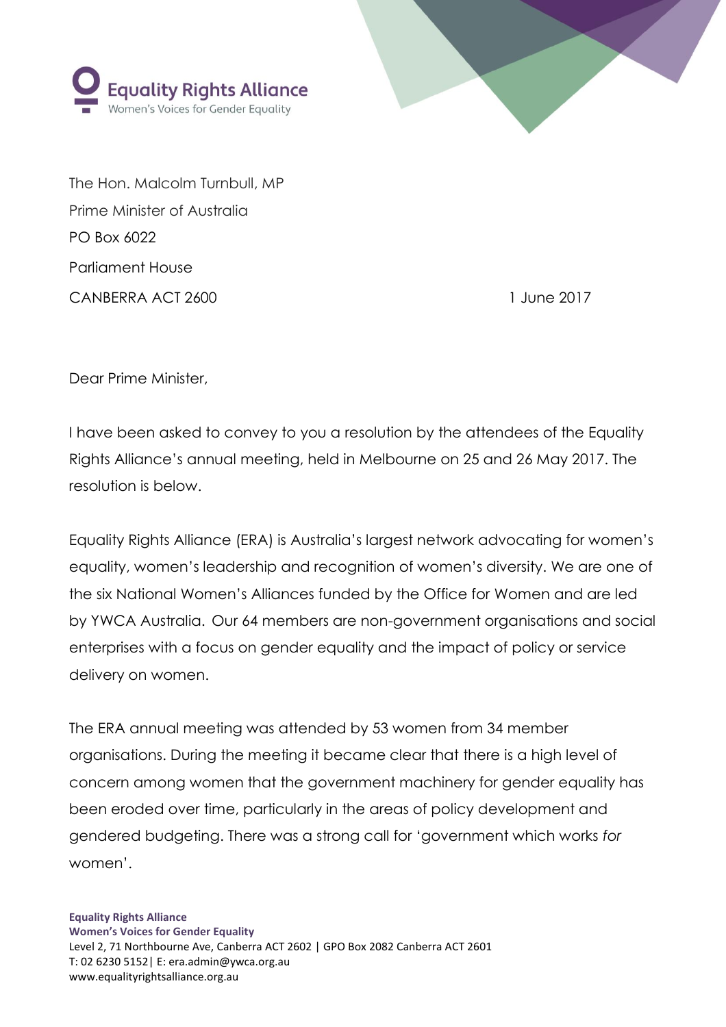**Equality Rights Alliance**
Women's Voices for Gender Equality

The Hon. Malcolm Turnbull, MP
Prime Minister of Australia
PO Box 6022
Parliament House
CANBERRA ACT 2600

1 June 2017

Dear Prime Minister,

I have been asked to convey to you a resolution by the attendees of the Equality Rights Alliance's annual meeting, held in Melbourne on 25 and 26 May 2017. The resolution is below.

Equality Rights Alliance (ERA) is Australia's largest network advocating for women's equality, women's leadership and recognition of women's diversity. We are one of the six National Women's Alliances funded by the Office for Women and are led by YWCA Australia. Our 64 members are non-government organisations and social enterprises with a focus on gender equality and the impact of policy or service delivery on women.

The ERA annual meeting was attended by 53 women from 34 member organisations. During the meeting it became clear that there is a high level of concern among women that the government machinery for gender equality has been eroded over time, particularly in the areas of policy development and gendered budgeting. There was a strong call for 'government which works *for* women'.

**Equality Rights Alliance**
**Women's Voices for Gender Equality**
Level 2, 71 Northbourne Ave, Canberra ACT 2602 | GPO Box 2082 Canberra ACT 2601
T: 02 6230 5152| E: era.admin@ywca.org.au
www.equalityrightsalliance.org.au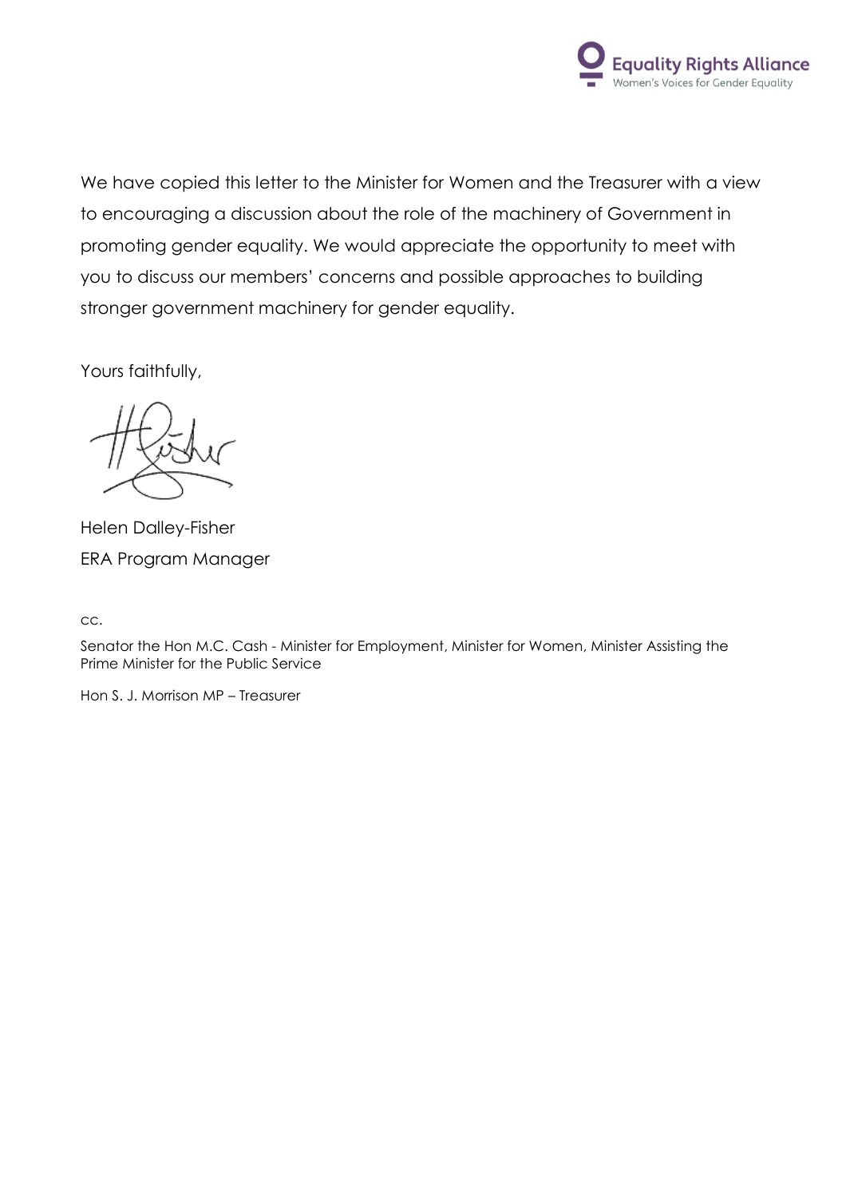We have copied this letter to the Minister for Women and the Treasurer with a view to encouraging a discussion about the role of the machinery of Government in promoting gender equality. We would appreciate the opportunity to meet with you to discuss our members' concerns and possible approaches to building stronger government machinery for gender equality.

Yours faithfully,

Helen Dalley-Fisher
ERA Program Manager

cc.

Senator the Hon M.C. Cash - Minister for Employment, Minister for Women, Minister Assisting the Prime Minister for the Public Service

Hon S. J. Morrison MP – Treasurer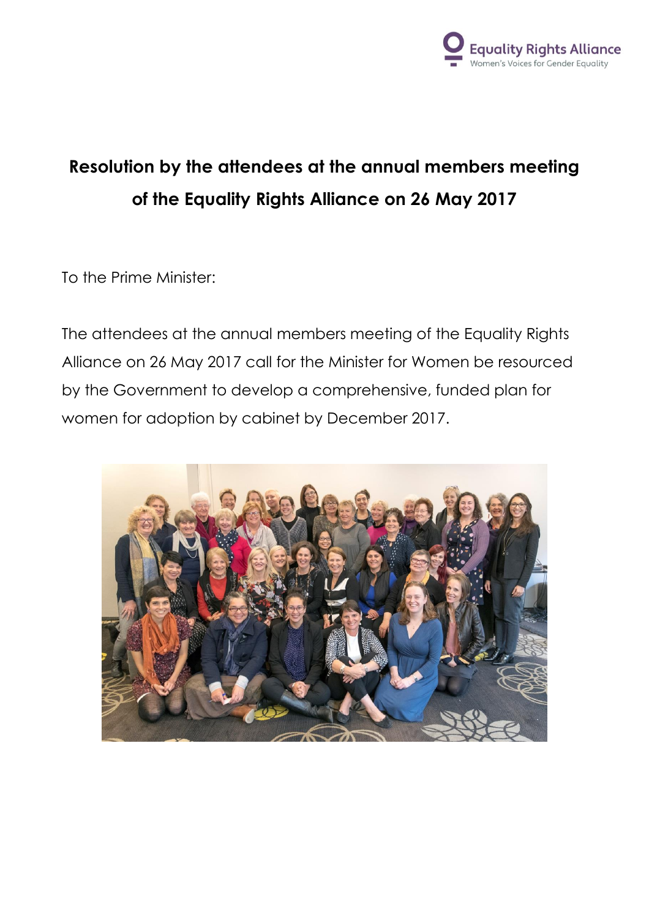# Resolution by the attendees at the annual members meeting of the Equality Rights Alliance on 26 May 2017

To the Prime Minister:

The attendees at the annual members meeting of the Equality Rights Alliance on 26 May 2017 call for the Minister for Women be resourced by the Government to develop a comprehensive, funded plan for women for adoption by cabinet by December 2017.